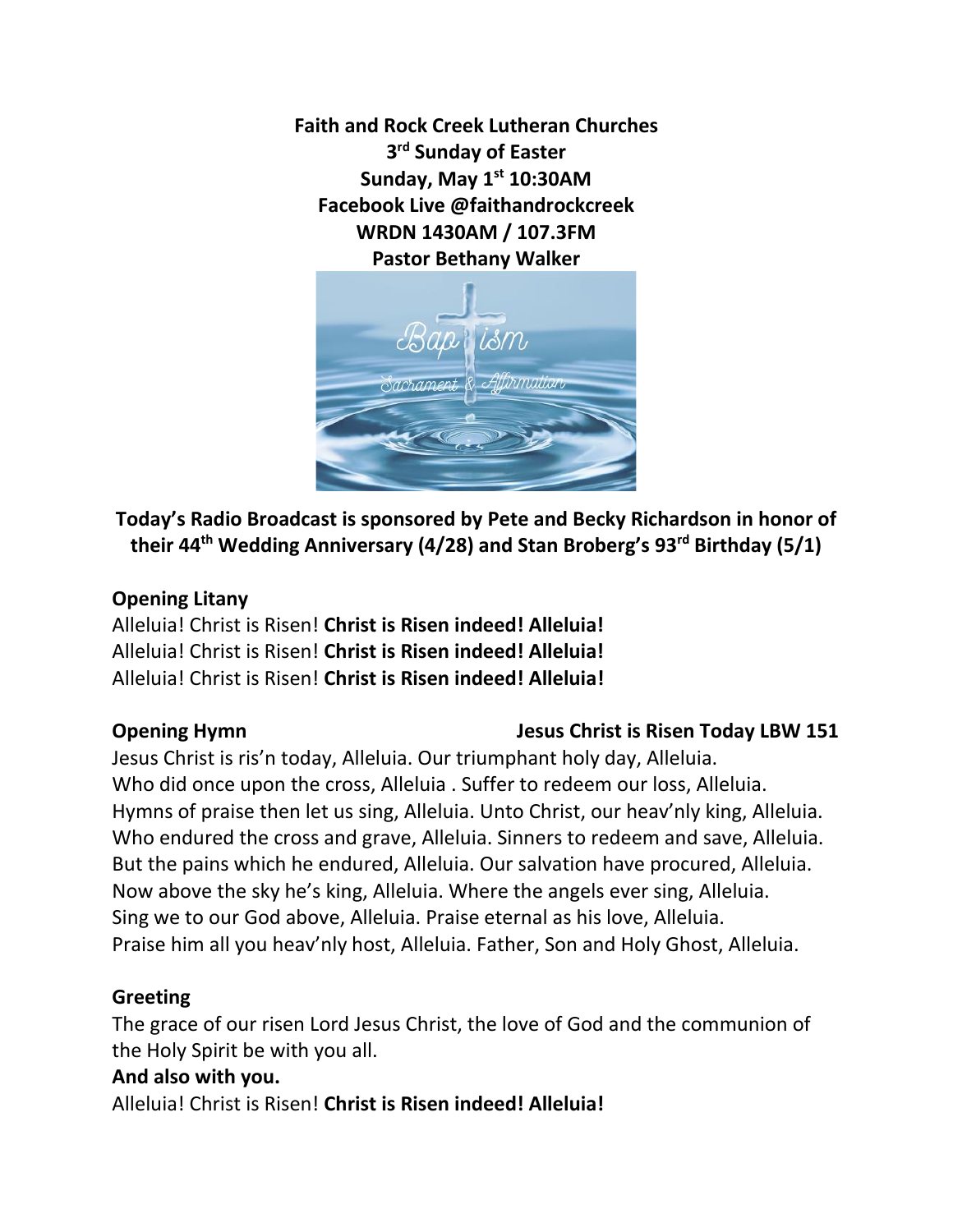**Faith and Rock Creek Lutheran Churches**
**3rd Sunday of Easter**
**Sunday, May 1st 10:30AM**
**Facebook Live @faithandrockcreek**
**WRDN 1430AM / 107.3FM**
**Pastor Bethany Walker**

**Today's Radio Broadcast is sponsored by Pete and Becky Richardson in honor of their 44th Wedding Anniversary (4/28) and Stan Broberg's 93rd Birthday (5/1)**

## Opening Litany

Alleluia! Christ is Risen! **Christ is Risen indeed! Alleluia!**
Alleluia! Christ is Risen! **Christ is Risen indeed! Alleluia!**
Alleluia! Christ is Risen! **Christ is Risen indeed! Alleluia!**

## Opening Hymn — Jesus Christ is Risen Today LBW 151

Jesus Christ is ris'n today, Alleluia. Our triumphant holy day, Alleluia.
Who did once upon the cross, Alleluia . Suffer to redeem our loss, Alleluia.
Hymns of praise then let us sing, Alleluia. Unto Christ, our heav'nly king, Alleluia.
Who endured the cross and grave, Alleluia. Sinners to redeem and save, Alleluia.
But the pains which he endured, Alleluia. Our salvation have procured, Alleluia.
Now above the sky he's king, Alleluia. Where the angels ever sing, Alleluia.
Sing we to our God above, Alleluia. Praise eternal as his love, Alleluia.
Praise him all you heav'nly host, Alleluia. Father, Son and Holy Ghost, Alleluia.

## Greeting

The grace of our risen Lord Jesus Christ, the love of God and the communion of the Holy Spirit be with you all.
**And also with you.**
Alleluia! Christ is Risen! **Christ is Risen indeed! Alleluia!**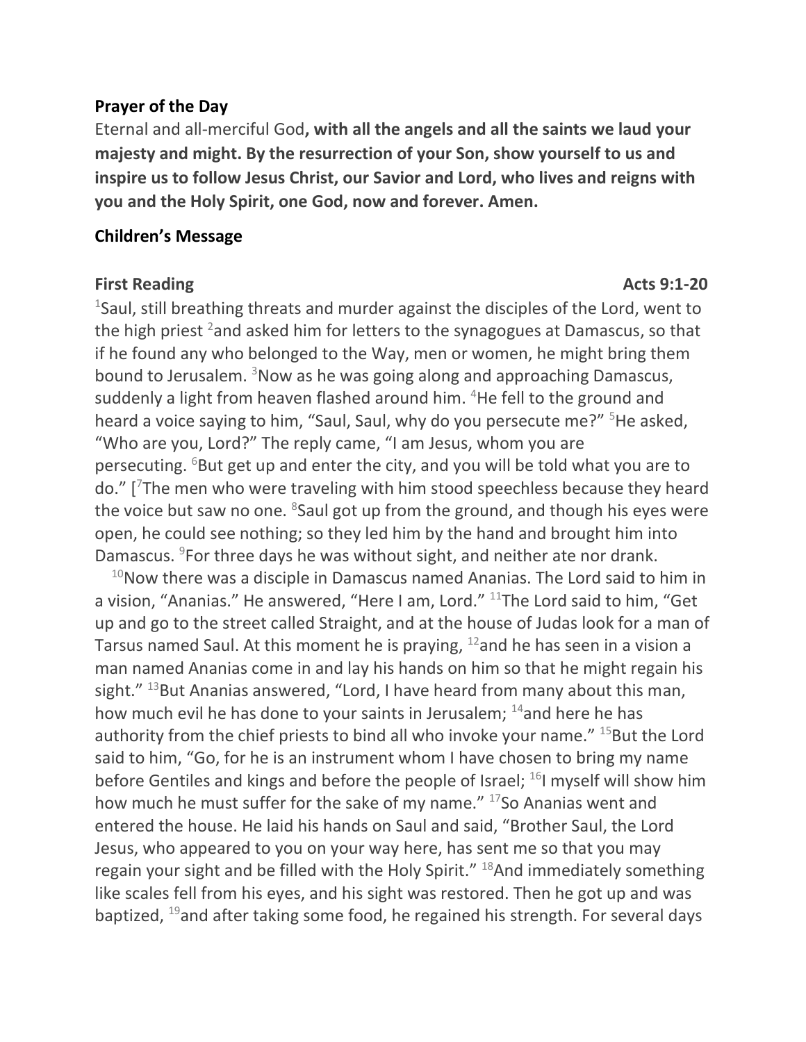**Prayer of the Day**

Eternal and all-merciful God**, with all the angels and all the saints we laud your majesty and might. By the resurrection of your Son, show yourself to us and inspire us to follow Jesus Christ, our Savior and Lord, who lives and reigns with you and the Holy Spirit, one God, now and forever. Amen.**

**Children's Message**

**First Reading** **Acts 9:1-20**

[1]Saul, still breathing threats and murder against the disciples of the Lord, went to the high priest [2]and asked him for letters to the synagogues at Damascus, so that if he found any who belonged to the Way, men or women, he might bring them bound to Jerusalem. [3]Now as he was going along and approaching Damascus, suddenly a light from heaven flashed around him. [4]He fell to the ground and heard a voice saying to him, "Saul, Saul, why do you persecute me?" [5]He asked, "Who are you, Lord?" The reply came, "I am Jesus, whom you are persecuting. [6]But get up and enter the city, and you will be told what you are to do." [[7]The men who were traveling with him stood speechless because they heard the voice but saw no one. [8]Saul got up from the ground, and though his eyes were open, he could see nothing; so they led him by the hand and brought him into Damascus. [9]For three days he was without sight, and neither ate nor drank.

[10]Now there was a disciple in Damascus named Ananias. The Lord said to him in a vision, "Ananias." He answered, "Here I am, Lord." [11]The Lord said to him, "Get up and go to the street called Straight, and at the house of Judas look for a man of Tarsus named Saul. At this moment he is praying, [12]and he has seen in a vision a man named Ananias come in and lay his hands on him so that he might regain his sight." [13]But Ananias answered, "Lord, I have heard from many about this man, how much evil he has done to your saints in Jerusalem; [14]and here he has authority from the chief priests to bind all who invoke your name." [15]But the Lord said to him, "Go, for he is an instrument whom I have chosen to bring my name before Gentiles and kings and before the people of Israel; [16]I myself will show him how much he must suffer for the sake of my name." [17]So Ananias went and entered the house. He laid his hands on Saul and said, "Brother Saul, the Lord Jesus, who appeared to you on your way here, has sent me so that you may regain your sight and be filled with the Holy Spirit." [18]And immediately something like scales fell from his eyes, and his sight was restored. Then he got up and was baptized, [19]and after taking some food, he regained his strength. For several days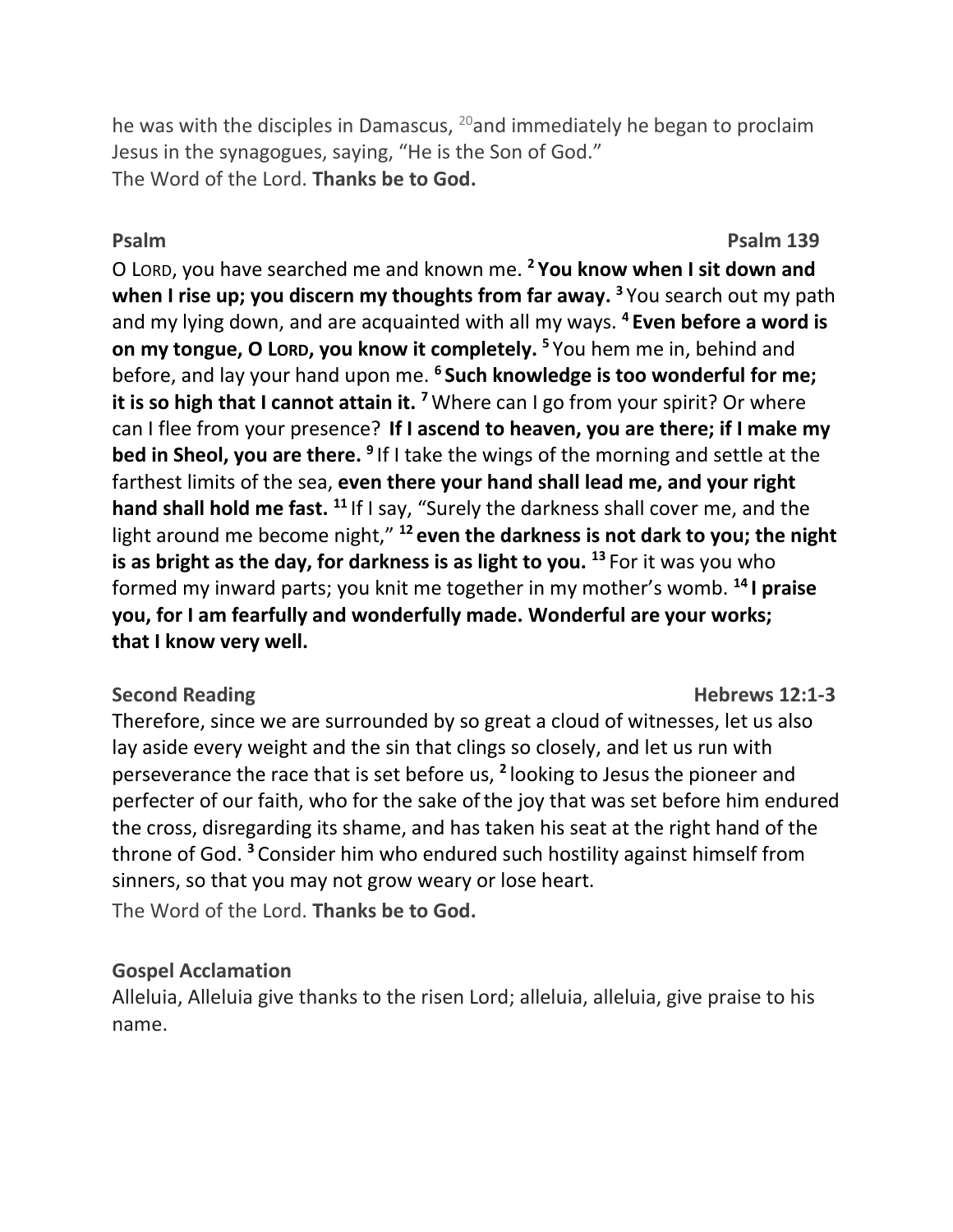he was with the disciples in Damascus, [20]and immediately he began to proclaim Jesus in the synagogues, saying, "He is the Son of God."
The Word of the Lord. **Thanks be to God.**

**Psalm** **Psalm 139**

O LORD, you have searched me and known me. [2] **You know when I sit down and when I rise up; you discern my thoughts from far away.** [3] You search out my path and my lying down, and are acquainted with all my ways. [4] **Even before a word is on my tongue, O LORD, you know it completely.** [5] You hem me in, behind and before, and lay your hand upon me. [6] **Such knowledge is too wonderful for me; it is so high that I cannot attain it.** [7] Where can I go from your spirit? Or where can I flee from your presence? **If I ascend to heaven, you are there; if I make my bed in Sheol, you are there.** [9] If I take the wings of the morning and settle at the farthest limits of the sea, **even there your hand shall lead me, and your right hand shall hold me fast.** [11] If I say, "Surely the darkness shall cover me, and the light around me become night," [12] **even the darkness is not dark to you; the night is as bright as the day, for darkness is as light to you.** [13] For it was you who formed my inward parts; you knit me together in my mother's womb. [14] **I praise you, for I am fearfully and wonderfully made. Wonderful are your works; that I know very well.**

**Second Reading** **Hebrews 12:1-3**

Therefore, since we are surrounded by so great a cloud of witnesses, let us also lay aside every weight and the sin that clings so closely, and let us run with perseverance the race that is set before us, [2] looking to Jesus the pioneer and perfecter of our faith, who for the sake of the joy that was set before him endured the cross, disregarding its shame, and has taken his seat at the right hand of the throne of God. [3] Consider him who endured such hostility against himself from sinners, so that you may not grow weary or lose heart.
The Word of the Lord. **Thanks be to God.**

**Gospel Acclamation**

Alleluia, Alleluia give thanks to the risen Lord; alleluia, alleluia, give praise to his name.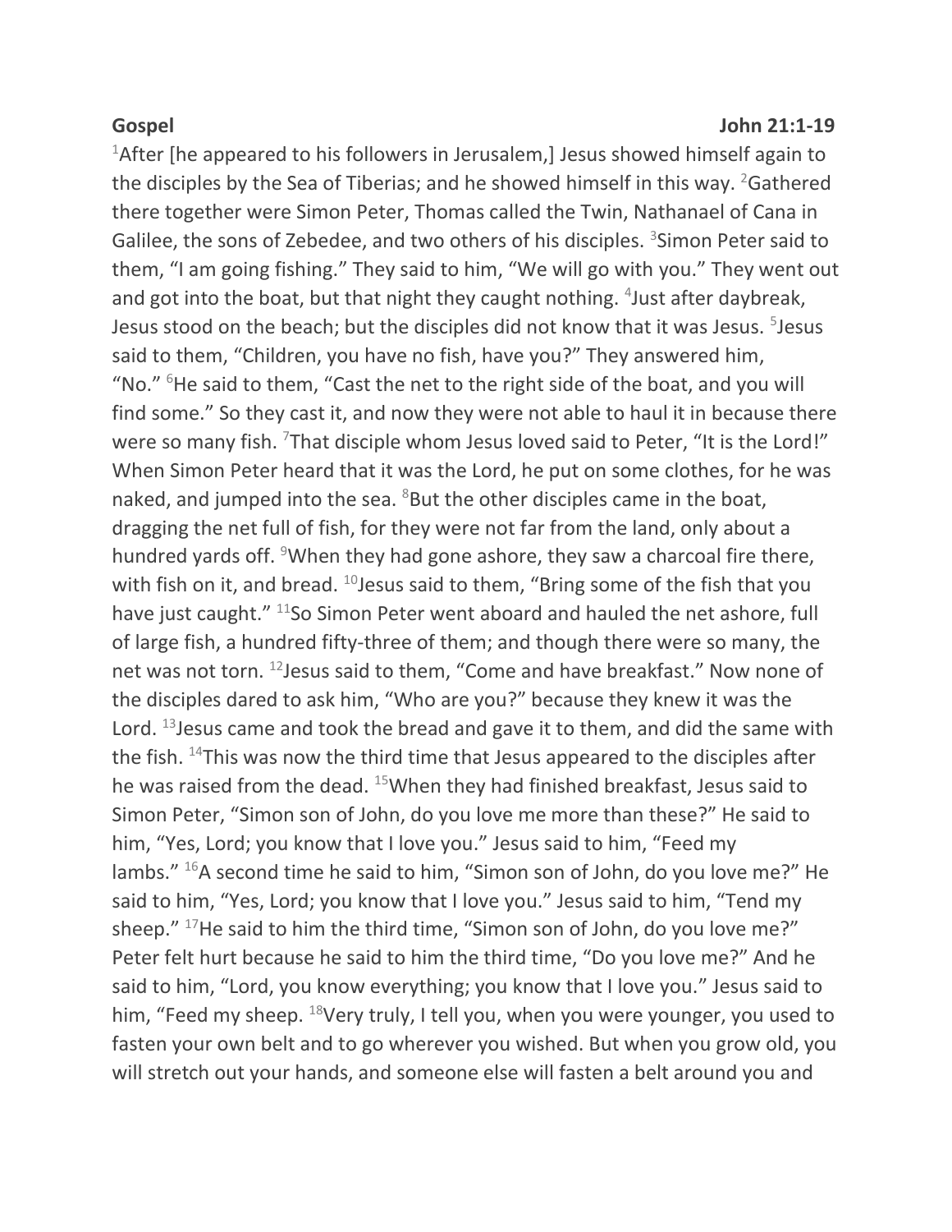**Gospel** **John 21:1-19**

[1]After [he appeared to his followers in Jerusalem,] Jesus showed himself again to the disciples by the Sea of Tiberias; and he showed himself in this way. [2]Gathered there together were Simon Peter, Thomas called the Twin, Nathanael of Cana in Galilee, the sons of Zebedee, and two others of his disciples. [3]Simon Peter said to them, "I am going fishing." They said to him, "We will go with you." They went out and got into the boat, but that night they caught nothing. [4]Just after daybreak, Jesus stood on the beach; but the disciples did not know that it was Jesus. [5]Jesus said to them, "Children, you have no fish, have you?" They answered him, "No." [6]He said to them, "Cast the net to the right side of the boat, and you will find some." So they cast it, and now they were not able to haul it in because there were so many fish. [7]That disciple whom Jesus loved said to Peter, "It is the Lord!" When Simon Peter heard that it was the Lord, he put on some clothes, for he was naked, and jumped into the sea. [8]But the other disciples came in the boat, dragging the net full of fish, for they were not far from the land, only about a hundred yards off. [9]When they had gone ashore, they saw a charcoal fire there, with fish on it, and bread. [10]Jesus said to them, "Bring some of the fish that you have just caught." [11]So Simon Peter went aboard and hauled the net ashore, full of large fish, a hundred fifty-three of them; and though there were so many, the net was not torn. [12]Jesus said to them, "Come and have breakfast." Now none of the disciples dared to ask him, "Who are you?" because they knew it was the Lord. [13]Jesus came and took the bread and gave it to them, and did the same with the fish. [14]This was now the third time that Jesus appeared to the disciples after he was raised from the dead. [15]When they had finished breakfast, Jesus said to Simon Peter, "Simon son of John, do you love me more than these?" He said to him, "Yes, Lord; you know that I love you." Jesus said to him, "Feed my lambs." [16]A second time he said to him, "Simon son of John, do you love me?" He said to him, "Yes, Lord; you know that I love you." Jesus said to him, "Tend my sheep." [17]He said to him the third time, "Simon son of John, do you love me?" Peter felt hurt because he said to him the third time, "Do you love me?" And he said to him, "Lord, you know everything; you know that I love you." Jesus said to him, "Feed my sheep. [18]Very truly, I tell you, when you were younger, you used to fasten your own belt and to go wherever you wished. But when you grow old, you will stretch out your hands, and someone else will fasten a belt around you and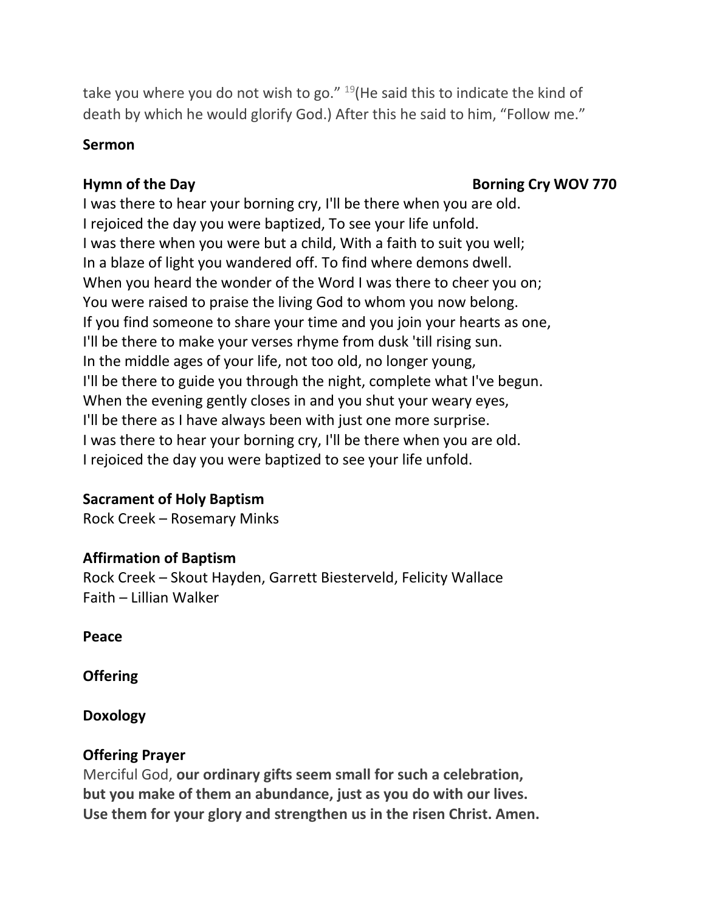take you where you do not wish to go." [19](He said this to indicate the kind of death by which he would glorify God.) After this he said to him, "Follow me."

**Sermon**

**Hymn of the Day** **Borning Cry WOV 770**

I was there to hear your borning cry, I'll be there when you are old.
I rejoiced the day you were baptized, To see your life unfold.
I was there when you were but a child, With a faith to suit you well;
In a blaze of light you wandered off. To find where demons dwell.
When you heard the wonder of the Word I was there to cheer you on;
You were raised to praise the living God to whom you now belong.
If you find someone to share your time and you join your hearts as one,
I'll be there to make your verses rhyme from dusk 'till rising sun.
In the middle ages of your life, not too old, no longer young,
I'll be there to guide you through the night, complete what I've begun.
When the evening gently closes in and you shut your weary eyes,
I'll be there as I have always been with just one more surprise.
I was there to hear your borning cry, I'll be there when you are old.
I rejoiced the day you were baptized to see your life unfold.

**Sacrament of Holy Baptism**
Rock Creek – Rosemary Minks

**Affirmation of Baptism**
Rock Creek – Skout Hayden, Garrett Biesterveld, Felicity Wallace
Faith – Lillian Walker

**Peace**

**Offering**

**Doxology**

**Offering Prayer**
Merciful God, **our ordinary gifts seem small for such a celebration,**
**but you make of them an abundance, just as you do with our lives.**
**Use them for your glory and strengthen us in the risen Christ. Amen.**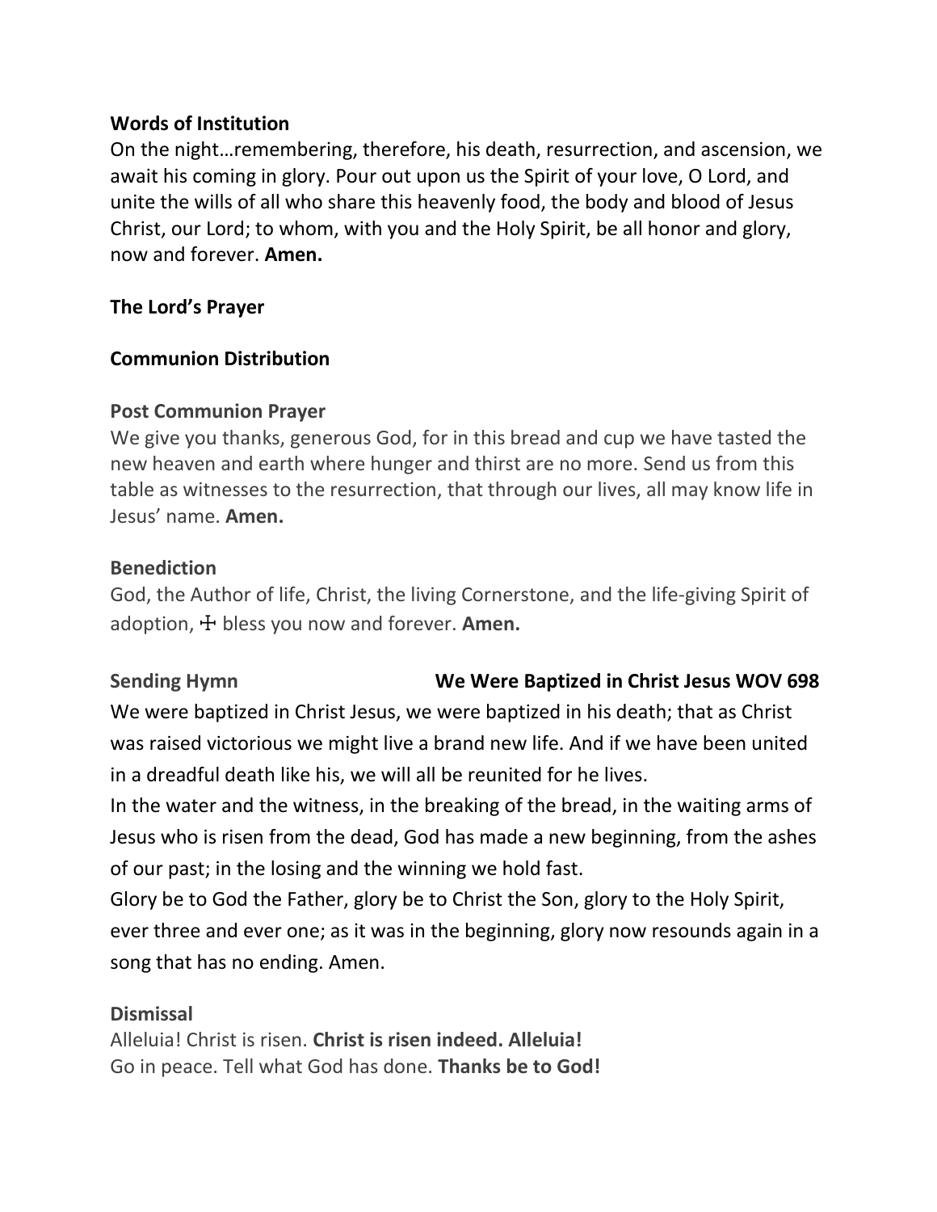**Words of Institution**
On the night…remembering, therefore, his death, resurrection, and ascension, we await his coming in glory. Pour out upon us the Spirit of your love, O Lord, and unite the wills of all who share this heavenly food, the body and blood of Jesus Christ, our Lord; to whom, with you and the Holy Spirit, be all honor and glory, now and forever. **Amen.**

**The Lord's Prayer**

**Communion Distribution**

**Post Communion Prayer**
We give you thanks, generous God, for in this bread and cup we have tasted the new heaven and earth where hunger and thirst are no more. Send us from this table as witnesses to the resurrection, that through our lives, all may know life in Jesus' name. **Amen.**

**Benediction**
God, the Author of life, Christ, the living Cornerstone, and the life-giving Spirit of adoption, ☩ bless you now and forever. **Amen.**

**Sending Hymn** **We Were Baptized in Christ Jesus WOV 698**

We were baptized in Christ Jesus, we were baptized in his death; that as Christ was raised victorious we might live a brand new life. And if we have been united in a dreadful death like his, we will all be reunited for he lives.

In the water and the witness, in the breaking of the bread, in the waiting arms of Jesus who is risen from the dead, God has made a new beginning, from the ashes of our past; in the losing and the winning we hold fast.

Glory be to God the Father, glory be to Christ the Son, glory to the Holy Spirit, ever three and ever one; as it was in the beginning, glory now resounds again in a song that has no ending. Amen.

**Dismissal**
Alleluia! Christ is risen. **Christ is risen indeed. Alleluia!**
Go in peace. Tell what God has done. **Thanks be to God!**